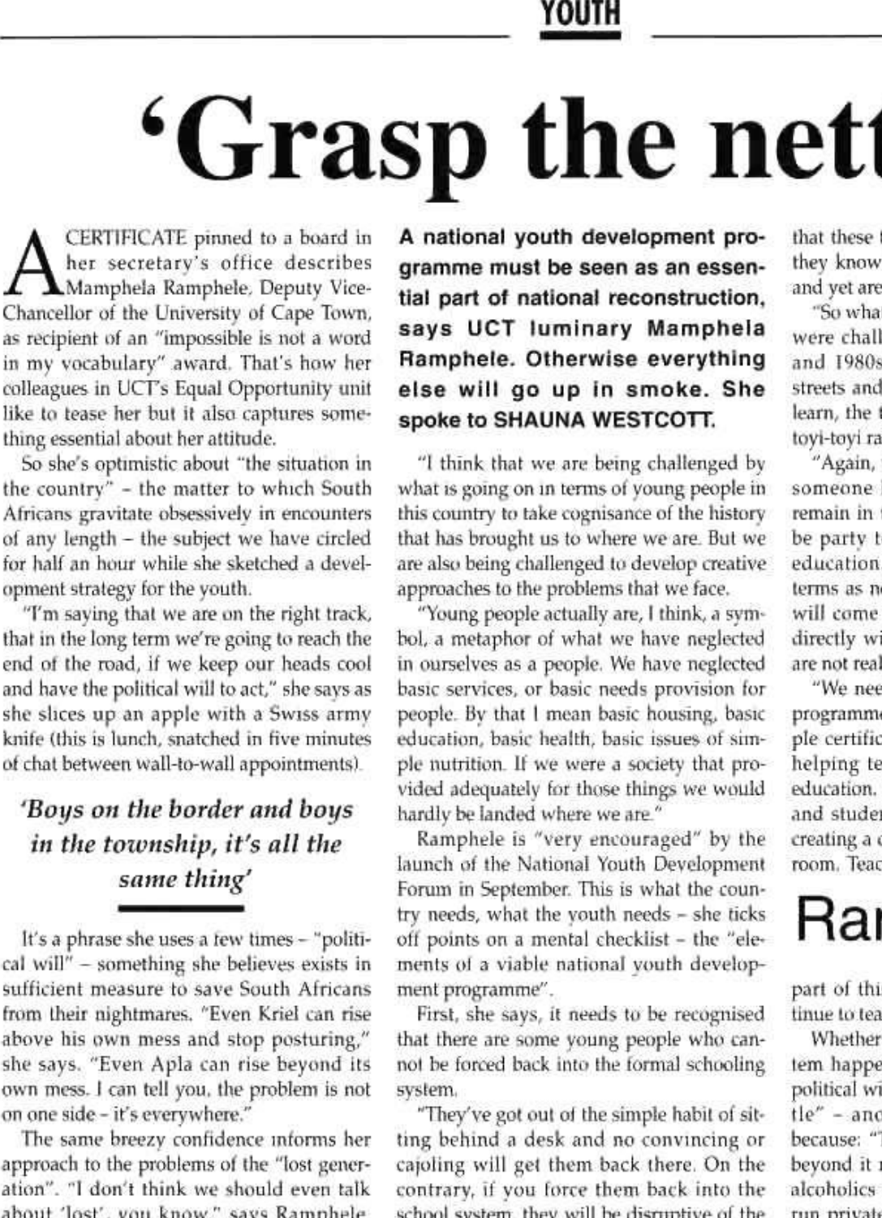# 'Grasp the nett

A CERTIFICATE pinned to a board in her secretary's office describes Mamphela Ramphele, Deputy Vice-Chancellor of the University of Cape Town, as recipient of an "impossible is not a word in my vocabulary" award. That's how her colleagues in UCT's Equal Opportunity unit like to tease her but it also captures something essential about her attitude.

So she's optimistic about "the situation in the country" – the matter to which South Africans gravitate obsessively in encounters of any length – the subject we have circled for half an hour while she sketched a development strategy for the youth.

"I'm saying that we are on the right track, that in the long term we're going to reach the end of the road, if we keep our heads cool and have the political will to act," she says as she slices up an apple with a Swiss army knife (this is lunch, snatched in five minutes of chat between wall-to-wall appointments).

*'Boys on the border and boys in the township, it's all the same thing'*

It's a phrase she uses a few times – "political will" – something she believes exists in sufficient measure to save South Africans from their nightmares. "Even Kriel can rise above his own mess and stop posturing," she says. "Even Apla can rise beyond its own mess. I can tell you, the problem is not on one side – it's everywhere."

The same breezy confidence informs her approach to the problems of the "lost generation". "I don't think we should even talk about 'lost', you know," says Ramphele.

**A national youth development programme must be seen as an essential part of national reconstruction, says UCT luminary Mamphela Ramphele. Otherwise everything else will go up in smoke. She spoke to SHAUNA WESTCOTT.**

"I think that we are being challenged by what is going on in terms of young people in this country to take cognisance of the history that has brought us to where we are. But we are also being challenged to develop creative approaches to the problems that we face.

"Young people actually are, I think, a symbol, a metaphor of what we have neglected in ourselves as a people. We have neglected basic services, or basic needs provision for people. By that I mean basic housing, basic education, basic health, basic issues of simple nutrition. If we were a society that provided adequately for those things we would hardly be landed where we are."

Ramphele is "very encouraged" by the launch of the National Youth Development Forum in September. This is what the country needs, what the youth needs – she ticks off points on a mental checklist – the "elements of a viable national youth development programme".

First, she says, it needs to be recognised that there are some young people who cannot be forced back into the formal schooling system.

"They've got out of the simple habit of sitting behind a desk and no convincing or cajoling will get them back there. On the contrary, if you force them back into the school system, they will be disruptive of the

that these t
they know
and yet are

"So wha
were chall
and 1980s
streets and
learn, the t
toyi-toyi ra

"Again, s
someone l
remain in t
be party t
education
terms as n
will come
directly wi
are not real

"We nee
programme
ple certific
helping te
education.
and studen
creating a c
room. Teac

# Ran

part of thi
tinue to tea

Whether
tem happe
political wi
tle" – and
because: "I
beyond it n
alcoholics
run private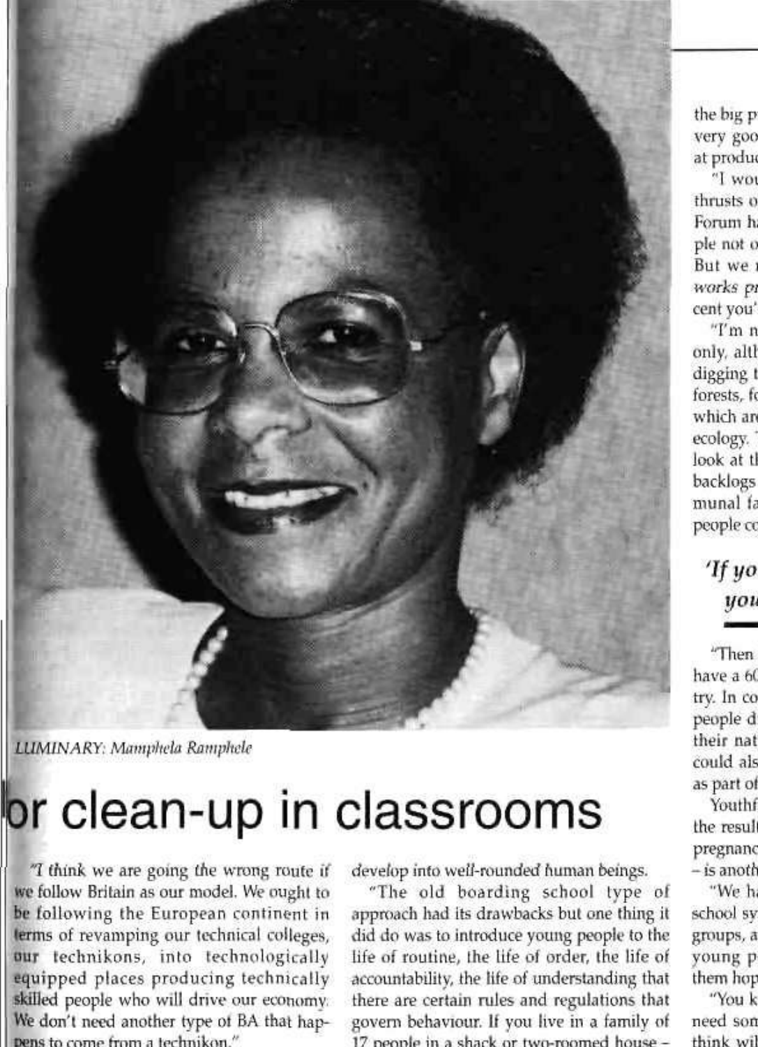LUMINARY: Mamphela Ramphele

# or clean-up in classrooms

"I think we are going the wrong route if we follow Britain as our model. We ought to be following the European continent in terms of revamping our technical colleges, our technikons, into technologically equipped places producing technically skilled people who will drive our economy. We don't need another type of BA that happens to come from a technikon."

develop into well-rounded human beings.

"The old boarding school type of approach had its drawbacks but one thing it did do was to introduce young people to the life of routine, the life of order, the life of accountability, the life of understanding that there are certain rules and regulations that govern behaviour. If you live in a family of 17 people in a shack or two-roomed house –

the big p
very goo
at produc

"I wou
thrusts o
Forum ha
ple not o
But we 
*works p*
cent you'

"I'm n
only, alth
digging t
forests, fo
which are
ecology. 
look at th
backlogs
munal fa
people co

## *'If yo you*

"Then
have a 60
try. In co
people d
their nat
could als
as part of

Youthf
the result
pregnanc
– is anoth

"We ha
school sy
groups, a
young p
them hop

"You k
need som
think wi